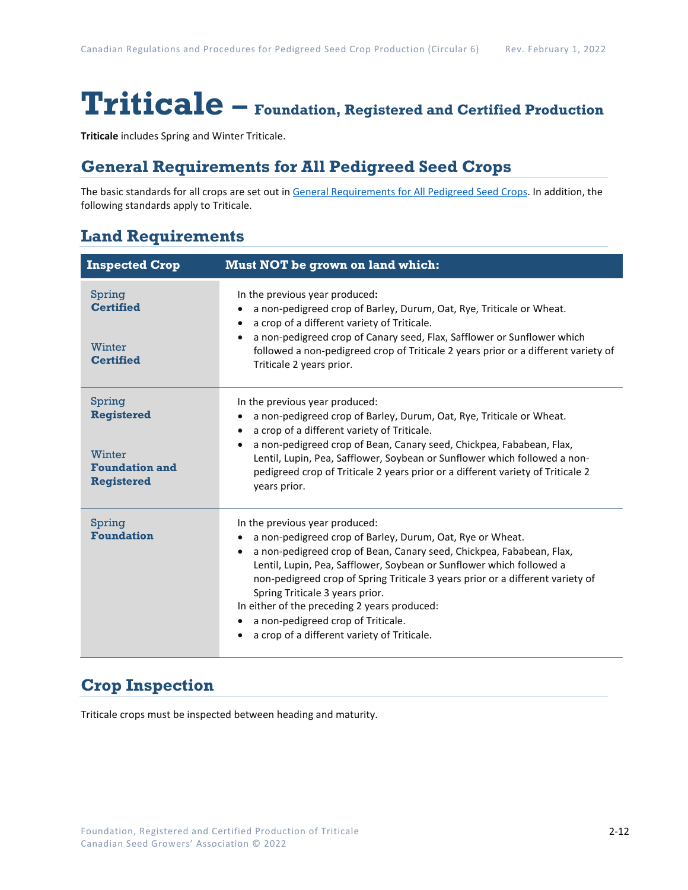# Triticale – Foundation, Registered and Certified Production

**Triticale** includes Spring and Winter Triticale.

## General Requirements for All Pedigreed Seed Crops

The basic standards for all crops are set out in General Requirements for All Pedigreed Seed Crops. In addition, the following standards apply to Triticale.

## Land Requirements

| Inspected Crop | Must NOT be grown on land which: |
|---|---|
| Spring **Certified**<br><br>Winter **Certified** | In the previous year produced**:**<br>• a non-pedigreed crop of Barley, Durum, Oat, Rye, Triticale or Wheat.<br>• a crop of a different variety of Triticale.<br>• a non-pedigreed crop of Canary seed, Flax, Safflower or Sunflower which followed a non-pedigreed crop of Triticale 2 years prior or a different variety of Triticale 2 years prior. |
| Spring **Registered**<br><br>Winter **Foundation and Registered** | In the previous year produced:<br>• a non-pedigreed crop of Barley, Durum, Oat, Rye, Triticale or Wheat.<br>• a crop of a different variety of Triticale.<br>• a non-pedigreed crop of Bean, Canary seed, Chickpea, Fababean, Flax, Lentil, Lupin, Pea, Safflower, Soybean or Sunflower which followed a non-pedigreed crop of Triticale 2 years prior or a different variety of Triticale 2 years prior. |
| Spring **Foundation** | In the previous year produced:<br>• a non-pedigreed crop of Barley, Durum, Oat, Rye or Wheat.<br>• a non-pedigreed crop of Bean, Canary seed, Chickpea, Fababean, Flax, Lentil, Lupin, Pea, Safflower, Soybean or Sunflower which followed a non-pedigreed crop of Spring Triticale 3 years prior or a different variety of Spring Triticale 3 years prior.<br>In either of the preceding 2 years produced:<br>• a non-pedigreed crop of Triticale.<br>• a crop of a different variety of Triticale. |

## Crop Inspection

Triticale crops must be inspected between heading and maturity.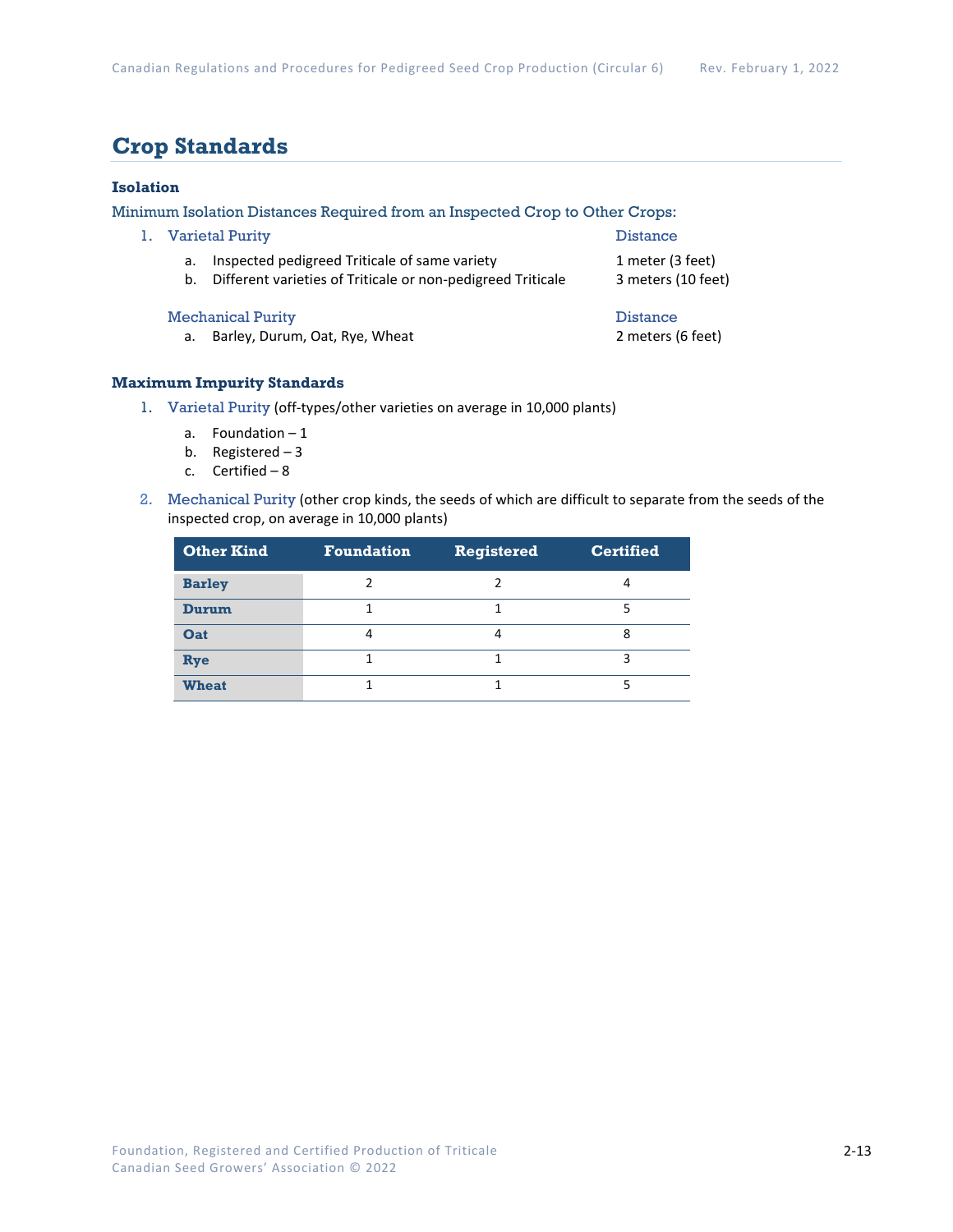## Crop Standards

### Isolation

Minimum Isolation Distances Required from an Inspected Crop to Other Crops:

1. Varietal Purity — Distance
   a. Inspected pedigreed Triticale of same variety — 1 meter (3 feet)
   b. Different varieties of Triticale or non-pedigreed Triticale — 3 meters (10 feet)

   Mechanical Purity — Distance
   a. Barley, Durum, Oat, Rye, Wheat — 2 meters (6 feet)

### Maximum Impurity Standards

1. Varietal Purity (off-types/other varieties on average in 10,000 plants)
   a. Foundation – 1
   b. Registered – 3
   c. Certified – 8

2. Mechanical Purity (other crop kinds, the seeds of which are difficult to separate from the seeds of the inspected crop, on average in 10,000 plants)

| Other Kind | Foundation | Registered | Certified |
|---|---|---|---|
| Barley | 2 | 2 | 4 |
| Durum | 1 | 1 | 5 |
| Oat | 4 | 4 | 8 |
| Rye | 1 | 1 | 3 |
| Wheat | 1 | 1 | 5 |